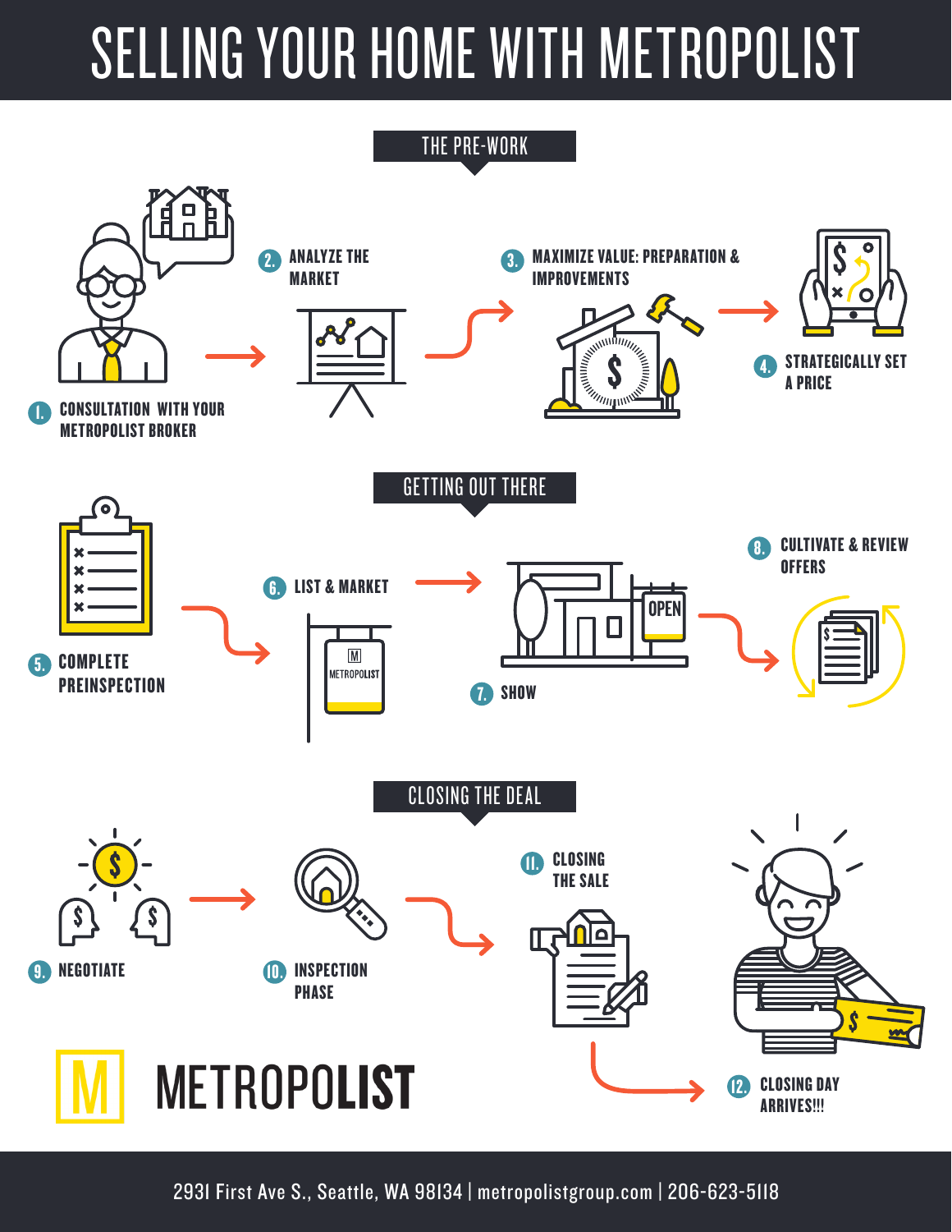# SELLING YOUR HOME WITH METROPOLIST

## THE PRE-WORK

1. CONSULTATION WITH YOUR METROPOLIST BROKER
2. ANALYZE THE MARKET
3. MAXIMIZE VALUE: PREPARATION & IMPROVEMENTS
4. STRATEGICALLY SET A PRICE

## GETTING OUT THERE

5. COMPLETE PREINSPECTION
6. LIST & MARKET
7. SHOW
8. CULTIVATE & REVIEW OFFERS

## CLOSING THE DEAL

9. NEGOTIATE
10. INSPECTION PHASE
11. CLOSING THE SALE
12. CLOSING DAY ARRIVES!!!

METROPOLIST

2931 First Ave S., Seattle, WA 98134 | metropolistgroup.com | 206-623-5118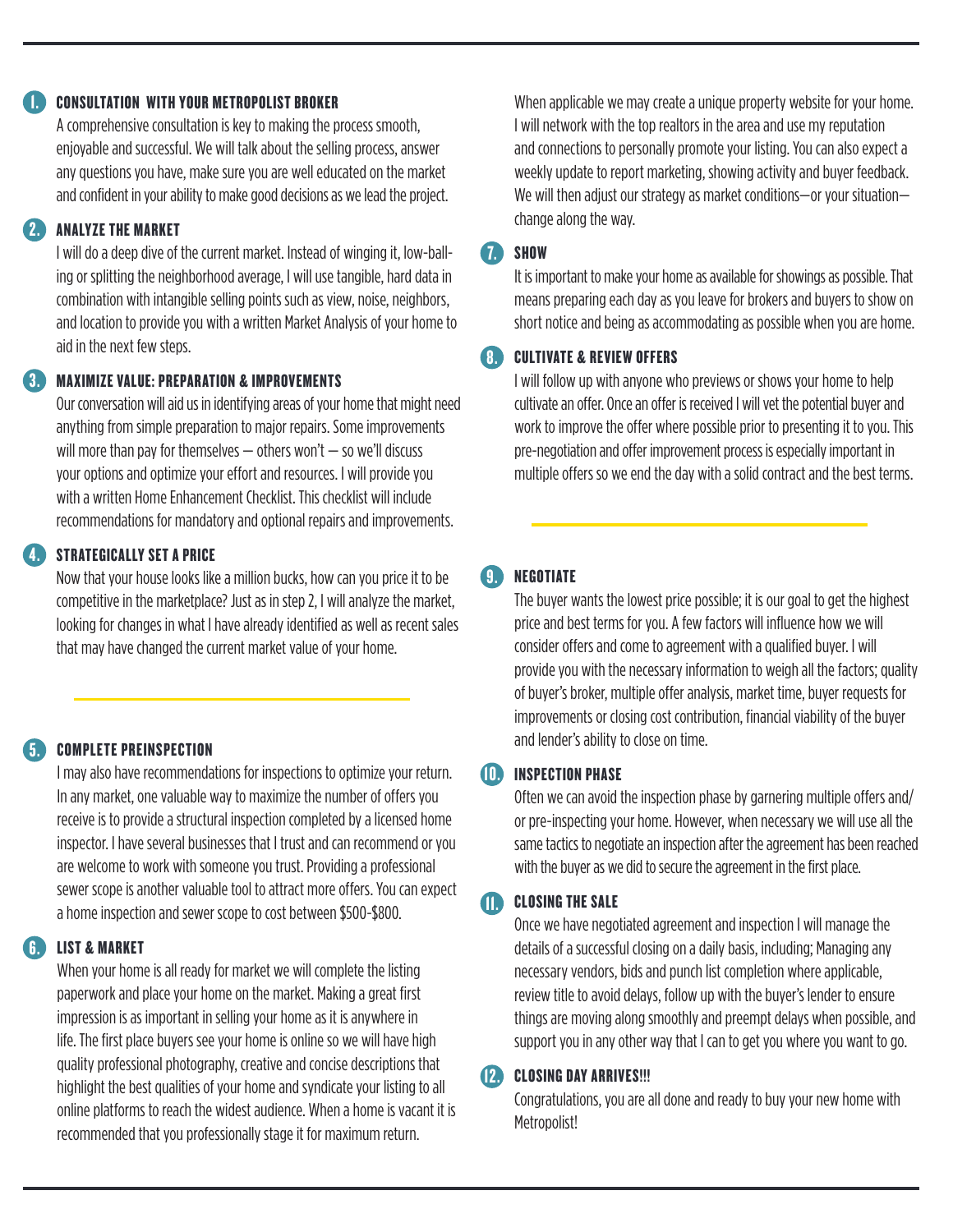## 1. CONSULTATION WITH YOUR METROPOLIST BROKER

A comprehensive consultation is key to making the process smooth, enjoyable and successful. We will talk about the selling process, answer any questions you have, make sure you are well educated on the market and confident in your ability to make good decisions as we lead the project.

## 2. ANALYZE THE MARKET

I will do a deep dive of the current market. Instead of winging it, low-balling or splitting the neighborhood average, I will use tangible, hard data in combination with intangible selling points such as view, noise, neighbors, and location to provide you with a written Market Analysis of your home to aid in the next few steps.

## 3. MAXIMIZE VALUE: PREPARATION & IMPROVEMENTS

Our conversation will aid us in identifying areas of your home that might need anything from simple preparation to major repairs. Some improvements will more than pay for themselves — others won't — so we'll discuss your options and optimize your effort and resources. I will provide you with a written Home Enhancement Checklist. This checklist will include recommendations for mandatory and optional repairs and improvements.

## 4. STRATEGICALLY SET A PRICE

Now that your house looks like a million bucks, how can you price it to be competitive in the marketplace? Just as in step 2, I will analyze the market, looking for changes in what I have already identified as well as recent sales that may have changed the current market value of your home.

## 5. COMPLETE PREINSPECTION

I may also have recommendations for inspections to optimize your return. In any market, one valuable way to maximize the number of offers you receive is to provide a structural inspection completed by a licensed home inspector. I have several businesses that I trust and can recommend or you are welcome to work with someone you trust. Providing a professional sewer scope is another valuable tool to attract more offers. You can expect a home inspection and sewer scope to cost between $500-$800.

## 6. LIST & MARKET

When your home is all ready for market we will complete the listing paperwork and place your home on the market. Making a great first impression is as important in selling your home as it is anywhere in life. The first place buyers see your home is online so we will have high quality professional photography, creative and concise descriptions that highlight the best qualities of your home and syndicate your listing to all online platforms to reach the widest audience. When a home is vacant it is recommended that you professionally stage it for maximum return.

When applicable we may create a unique property website for your home. I will network with the top realtors in the area and use my reputation and connections to personally promote your listing. You can also expect a weekly update to report marketing, showing activity and buyer feedback. We will then adjust our strategy as market conditions—or your situation—change along the way.

## 7. SHOW

It is important to make your home as available for showings as possible. That means preparing each day as you leave for brokers and buyers to show on short notice and being as accommodating as possible when you are home.

## 8. CULTIVATE & REVIEW OFFERS

I will follow up with anyone who previews or shows your home to help cultivate an offer. Once an offer is received I will vet the potential buyer and work to improve the offer where possible prior to presenting it to you. This pre-negotiation and offer improvement process is especially important in multiple offers so we end the day with a solid contract and the best terms.

## 9. NEGOTIATE

The buyer wants the lowest price possible; it is our goal to get the highest price and best terms for you. A few factors will influence how we will consider offers and come to agreement with a qualified buyer. I will provide you with the necessary information to weigh all the factors; quality of buyer's broker, multiple offer analysis, market time, buyer requests for improvements or closing cost contribution, financial viability of the buyer and lender's ability to close on time.

## 10. INSPECTION PHASE

Often we can avoid the inspection phase by garnering multiple offers and/or pre-inspecting your home. However, when necessary we will use all the same tactics to negotiate an inspection after the agreement has been reached with the buyer as we did to secure the agreement in the first place.

## 11. CLOSING THE SALE

Once we have negotiated agreement and inspection I will manage the details of a successful closing on a daily basis, including; Managing any necessary vendors, bids and punch list completion where applicable, review title to avoid delays, follow up with the buyer's lender to ensure things are moving along smoothly and preempt delays when possible, and support you in any other way that I can to get you where you want to go.

## 12. CLOSING DAY ARRIVES!!!

Congratulations, you are all done and ready to buy your new home with Metropolist!